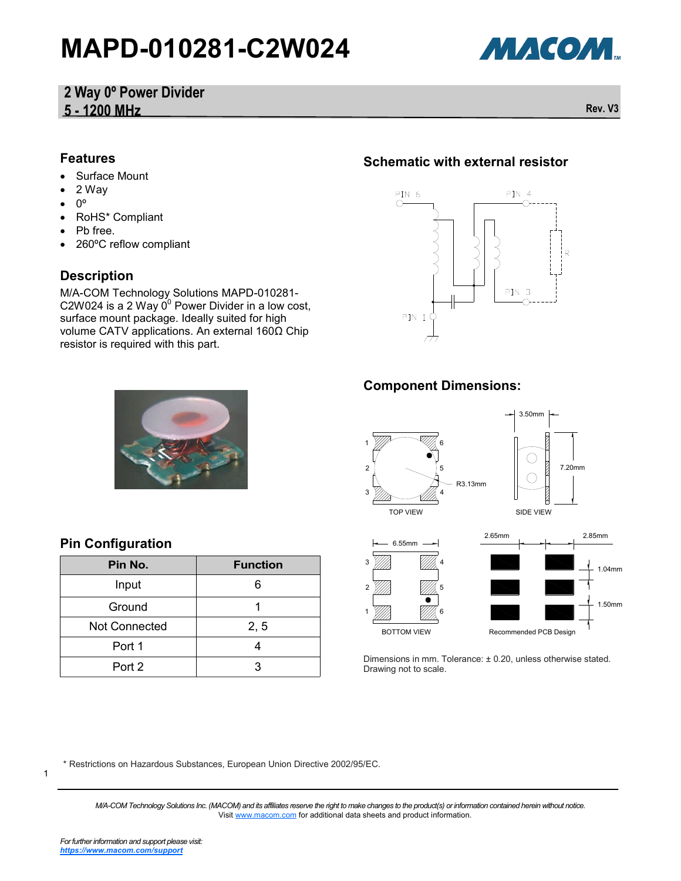# MAPD-010281-C2W024

## 2 Way 0º Power Divider
## 5 - 1200 MHz

Rev. V3

### Features

- Surface Mount
- 2 Way
- 0º
- RoHS* Compliant
- Pb free.
- 260ºC reflow compliant

### Description

M/A-COM Technology Solutions MAPD-010281-C2W024 is a 2 Way $0^0$ Power Divider in a low cost, surface mount package. Ideally suited for high volume CATV applications. An external 160Ω Chip resistor is required with this part.

### Schematic with external resistor

### Component Dimensions:

Dimensions in mm. Tolerance: ± 0.20, unless otherwise stated. Drawing not to scale.

### Pin Configuration

| Pin No. | Function |
|---|---|
| Input | 6 |
| Ground | 1 |
| Not Connected | 2, 5 |
| Port 1 | 4 |
| Port 2 | 3 |

\* Restrictions on Hazardous Substances, European Union Directive 2002/95/EC.

*M/A-COM Technology Solutions Inc. (MACOM) and its affiliates reserve the right to make changes to the product(s) or information contained herein without notice.*
Visit www.macom.com for additional data sheets and product information.

*For further information and support please visit:*
*https://www.macom.com/support*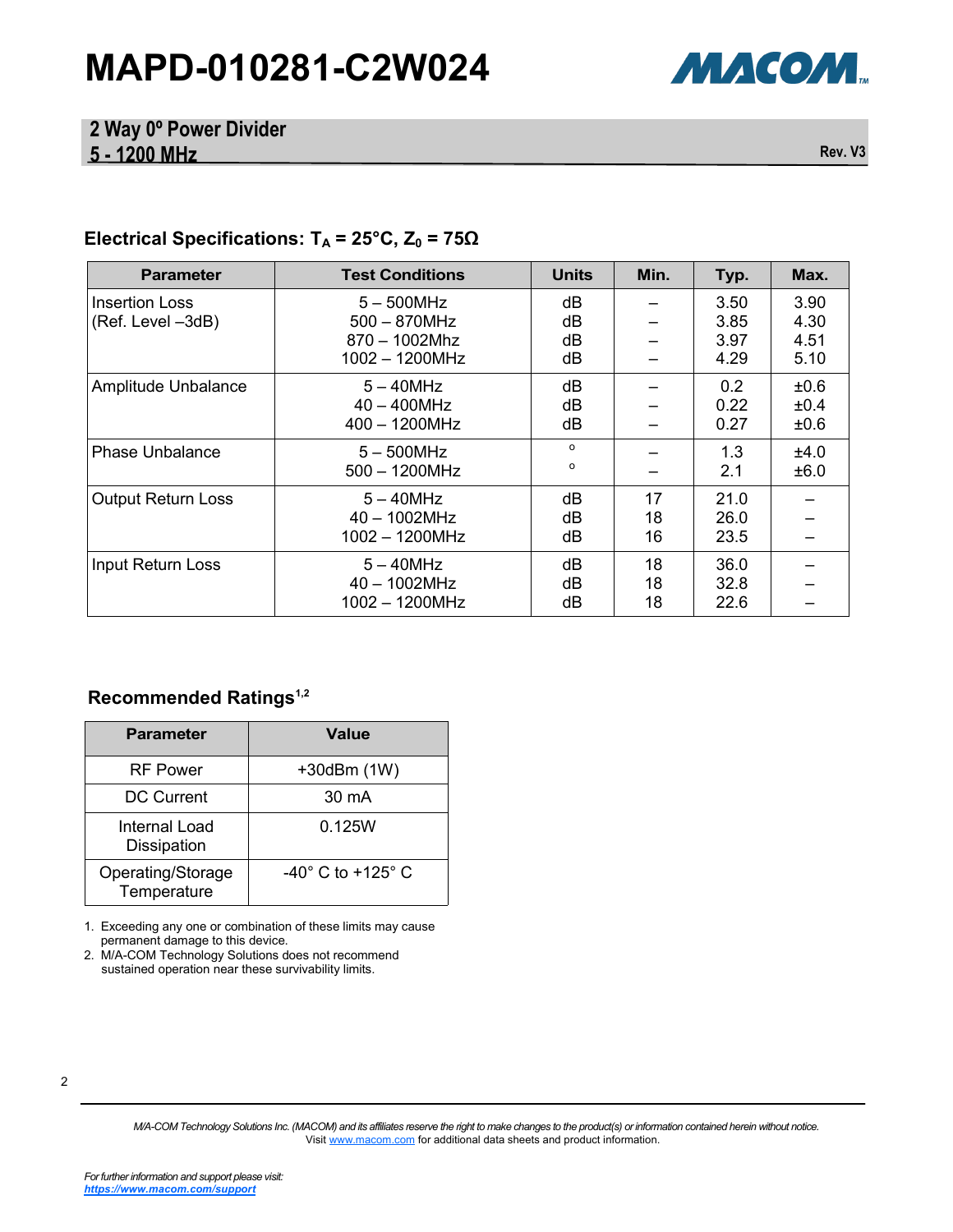# MAPD-010281-C2W024

## 2 Way 0° Power Divider
## 5 - 1200 MHz

Rev. V3

### Electrical Specifications: $T_A$ = 25°C, $Z_0$ = 75Ω

| Parameter | Test Conditions | Units | Min. | Typ. | Max. |
|---|---|---|---|---|---|
| Insertion Loss (Ref. Level –3dB) | 5 – 500MHz<br>500 – 870MHz<br>870 – 1002Mhz<br>1002 – 1200MHz | dB<br>dB<br>dB<br>dB | –<br>–<br>–<br>– | 3.50<br>3.85<br>3.97<br>4.29 | 3.90<br>4.30<br>4.51<br>5.10 |
| Amplitude Unbalance | 5 – 40MHz<br>40 – 400MHz<br>400 – 1200MHz | dB<br>dB<br>dB | –<br>–<br>– | 0.2<br>0.22<br>0.27 | ±0.6<br>±0.4<br>±0.6 |
| Phase Unbalance | 5 – 500MHz<br>500 – 1200MHz | °<br>° | –<br>– | 1.3<br>2.1 | ±4.0<br>±6.0 |
| Output Return Loss | 5 – 40MHz<br>40 – 1002MHz<br>1002 – 1200MHz | dB<br>dB<br>dB | 17<br>18<br>16 | 21.0<br>26.0<br>23.5 | –<br>–<br>– |
| Input Return Loss | 5 – 40MHz<br>40 – 1002MHz<br>1002 – 1200MHz | dB<br>dB<br>dB | 18<br>18<br>18 | 36.0<br>32.8<br>22.6 | –<br>–<br>– |

### Recommended Ratings[1,2]

| Parameter | Value |
|---|---|
| RF Power | +30dBm (1W) |
| DC Current | 30 mA |
| Internal Load Dissipation | 0.125W |
| Operating/Storage Temperature | -40° C to +125° C |

1. Exceeding any one or combination of these limits may cause permanent damage to this device.
2. M/A-COM Technology Solutions does not recommend sustained operation near these survivability limits.

*M/A-COM Technology Solutions Inc. (MACOM) and its affiliates reserve the right to make changes to the product(s) or information contained herein without notice.*
Visit www.macom.com for additional data sheets and product information.

*For further information and support please visit:*
***https://www.macom.com/support***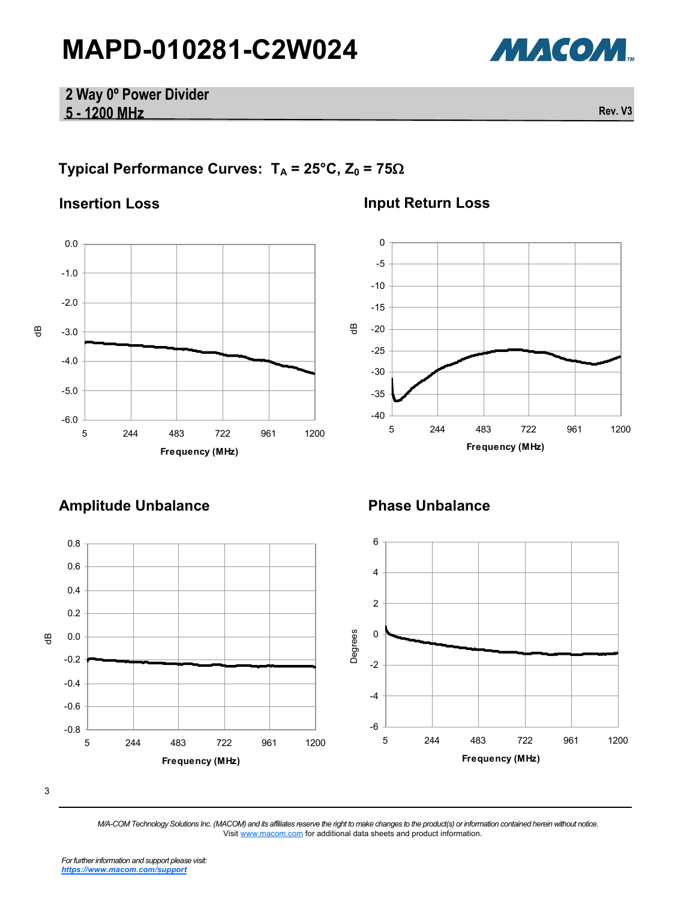# MAPD-010281-C2W024

## 2 Way 0º Power Divider
## 5 - 1200 MHz

Rev. V3

### Typical Performance Curves: $T_A$ = 25°C, $Z_0$ = 75Ω

#### Insertion Loss

#### Input Return Loss

#### Amplitude Unbalance

#### Phase Unbalance

*M/A-COM Technology Solutions Inc. (MACOM) and its affiliates reserve the right to make changes to the product(s) or information contained herein without notice.*
Visit www.macom.com for additional data sheets and product information.

*For further information and support please visit:*
***https://www.macom.com/support***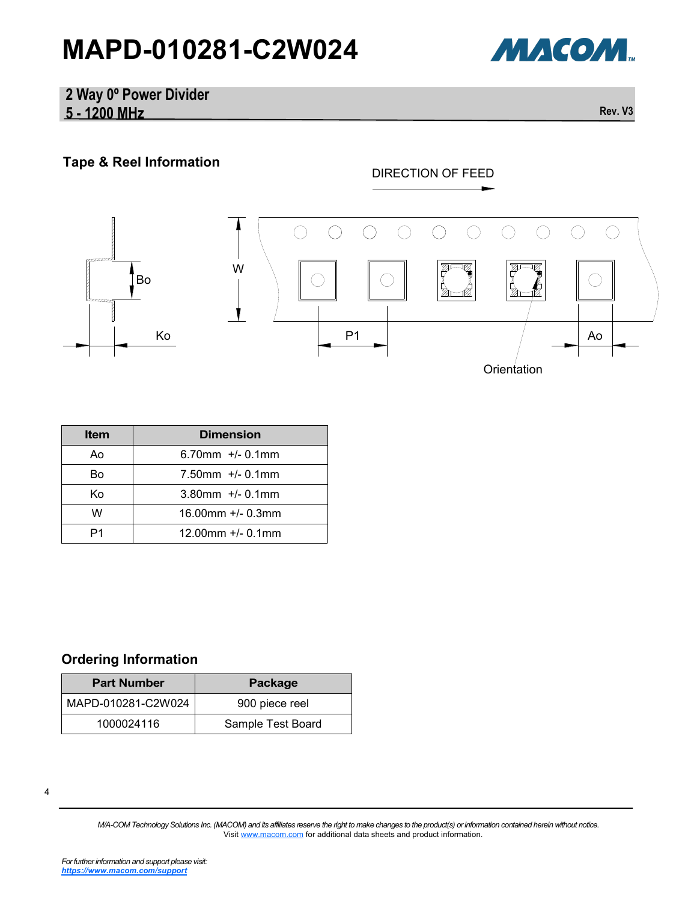# MAPD-010281-C2W024

**2 Way 0º Power Divider**
**5 - 1200 MHz**

Rev. V3

## Tape & Reel Information

DIRECTION OF FEED

Bo

W

Ko

P1

Ao

Orientation

| Item | Dimension |
|---|---|
| Ao | 6.70mm +/- 0.1mm |
| Bo | 7.50mm +/- 0.1mm |
| Ko | 3.80mm +/- 0.1mm |
| W | 16.00mm +/- 0.3mm |
| P1 | 12.00mm +/- 0.1mm |

## Ordering Information

| Part Number | Package |
|---|---|
| MAPD-010281-C2W024 | 900 piece reel |
| 1000024116 | Sample Test Board |

*M/A-COM Technology Solutions Inc. (MACOM) and its affiliates reserve the right to make changes to the product(s) or information contained herein without notice.*
Visit www.macom.com for additional data sheets and product information.

*For further information and support please visit:*
***https://www.macom.com/support***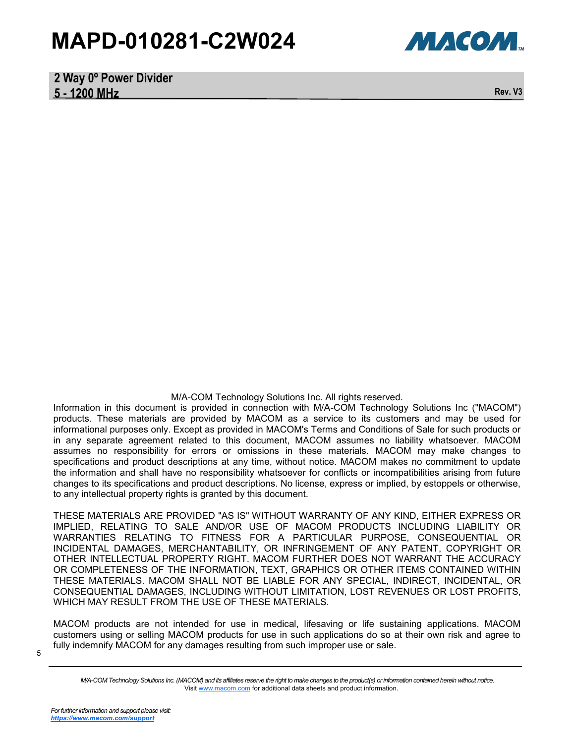M/A-COM Technology Solutions Inc. All rights reserved.

Information in this document is provided in connection with M/A-COM Technology Solutions Inc ("MACOM") products. These materials are provided by MACOM as a service to its customers and may be used for informational purposes only. Except as provided in MACOM's Terms and Conditions of Sale for such products or in any separate agreement related to this document, MACOM assumes no liability whatsoever. MACOM assumes no responsibility for errors or omissions in these materials. MACOM may make changes to specifications and product descriptions at any time, without notice. MACOM makes no commitment to update the information and shall have no responsibility whatsoever for conflicts or incompatibilities arising from future changes to its specifications and product descriptions. No license, express or implied, by estoppels or otherwise, to any intellectual property rights is granted by this document.

THESE MATERIALS ARE PROVIDED "AS IS" WITHOUT WARRANTY OF ANY KIND, EITHER EXPRESS OR IMPLIED, RELATING TO SALE AND/OR USE OF MACOM PRODUCTS INCLUDING LIABILITY OR WARRANTIES RELATING TO FITNESS FOR A PARTICULAR PURPOSE, CONSEQUENTIAL OR INCIDENTAL DAMAGES, MERCHANTABILITY, OR INFRINGEMENT OF ANY PATENT, COPYRIGHT OR OTHER INTELLECTUAL PROPERTY RIGHT. MACOM FURTHER DOES NOT WARRANT THE ACCURACY OR COMPLETENESS OF THE INFORMATION, TEXT, GRAPHICS OR OTHER ITEMS CONTAINED WITHIN THESE MATERIALS. MACOM SHALL NOT BE LIABLE FOR ANY SPECIAL, INDIRECT, INCIDENTAL, OR CONSEQUENTIAL DAMAGES, INCLUDING WITHOUT LIMITATION, LOST REVENUES OR LOST PROFITS, WHICH MAY RESULT FROM THE USE OF THESE MATERIALS.

MACOM products are not intended for use in medical, lifesaving or life sustaining applications. MACOM customers using or selling MACOM products for use in such applications do so at their own risk and agree to fully indemnify MACOM for any damages resulting from such improper use or sale.